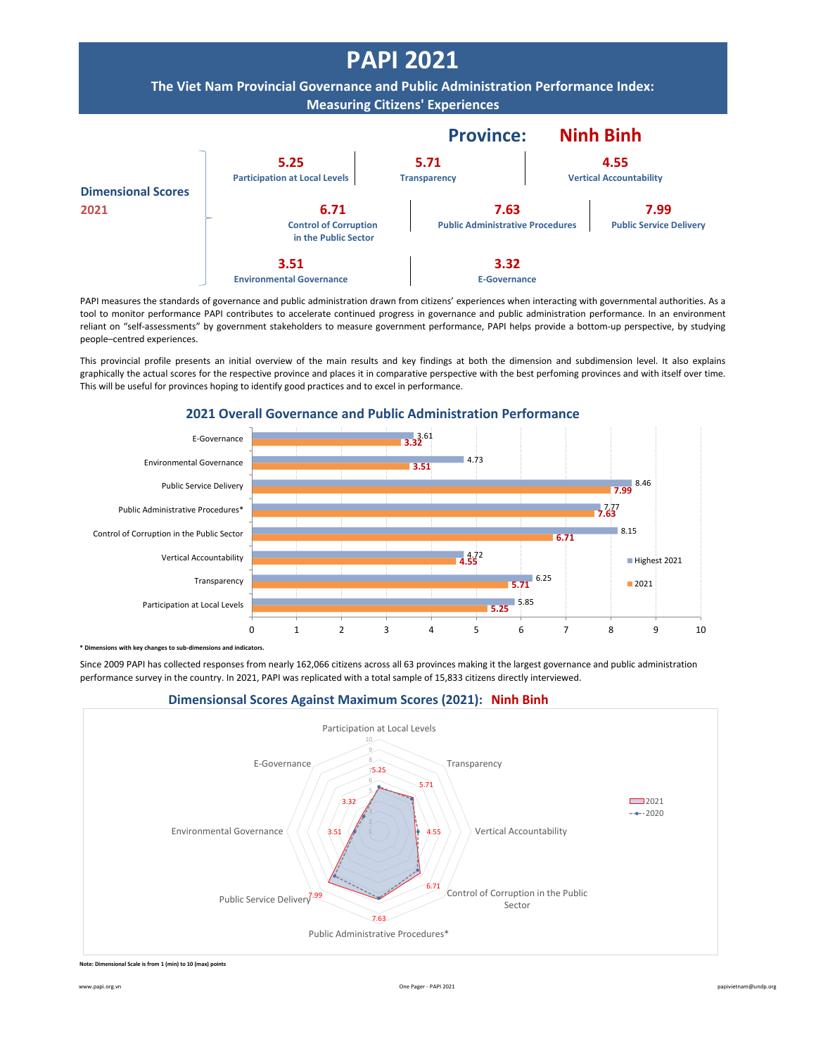# PAPI 2021

## The Viet Nam Provincial Governance and Public Administration Performance Index: Measuring Citizens' Experiences

## Province: Ninh Binh

**Dimensional Scores 2021**

| Dimension | Score |
|---|---|
| Participation at Local Levels | 5.25 |
| Transparency | 5.71 |
| Vertical Accountability | 4.55 |
| Control of Corruption in the Public Sector | 6.71 |
| Public Administrative Procedures | 7.63 |
| Public Service Delivery | 7.99 |
| Environmental Governance | 3.51 |
| E-Governance | 3.32 |

PAPI measures the standards of governance and public administration drawn from citizens' experiences when interacting with governmental authorities. As a tool to monitor performance PAPI contributes to accelerate continued progress in governance and public administration performance. In an environment reliant on "self-assessments" by government stakeholders to measure government performance, PAPI helps provide a bottom-up perspective, by studying people–centred experiences.

This provincial profile presents an initial overview of the main results and key findings at both the dimension and subdimension level. It also explains graphically the actual scores for the respective province and places it in comparative perspective with the best perfoming provinces and with itself over time. This will be useful for provinces hoping to identify good practices and to excel in performance.

### 2021 Overall Governance and Public Administration Performance

| Dimension | Highest 2021 | 2021 |
|---|---|---|
| E-Governance | 3.61 | 3.32 |
| Environmental Governance | 4.73 | 3.51 |
| Public Service Delivery | 8.46 | 7.99 |
| Public Administrative Procedures* | 7.77 | 7.63 |
| Control of Corruption in the Public Sector | 8.15 | 6.71 |
| Vertical Accountability | 4.72 | 4.55 |
| Transparency | 6.25 | 5.71 |
| Participation at Local Levels | 5.85 | 5.25 |

**\* Dimensions with key changes to sub-dimensions and indicators.**

Since 2009 PAPI has collected responses from nearly 162,066 citizens across all 63 provinces making it the largest governance and public administration performance survey in the country. In 2021, PAPI was replicated with a total sample of 15,833 citizens directly interviewed.

### Dimensonsal Scores Against Maximum Scores (2021): Ninh Binh

| Dimension | 2021 |
|---|---|
| Participation at Local Levels | 5.25 |
| Transparency | 5.71 |
| Vertical Accountability | 4.55 |
| Control of Corruption in the Public Sector | 6.71 |
| Public Administrative Procedures* | 7.63 |
| Public Service Delivery | 7.99 |
| Environmental Governance | 3.51 |
| E-Governance | 3.32 |

**Note: Dimensional Scale is from 1 (min) to 10 (max) points**

www.papi.org.vn | One Pager - PAPI 2021 | papivietnam@undp.org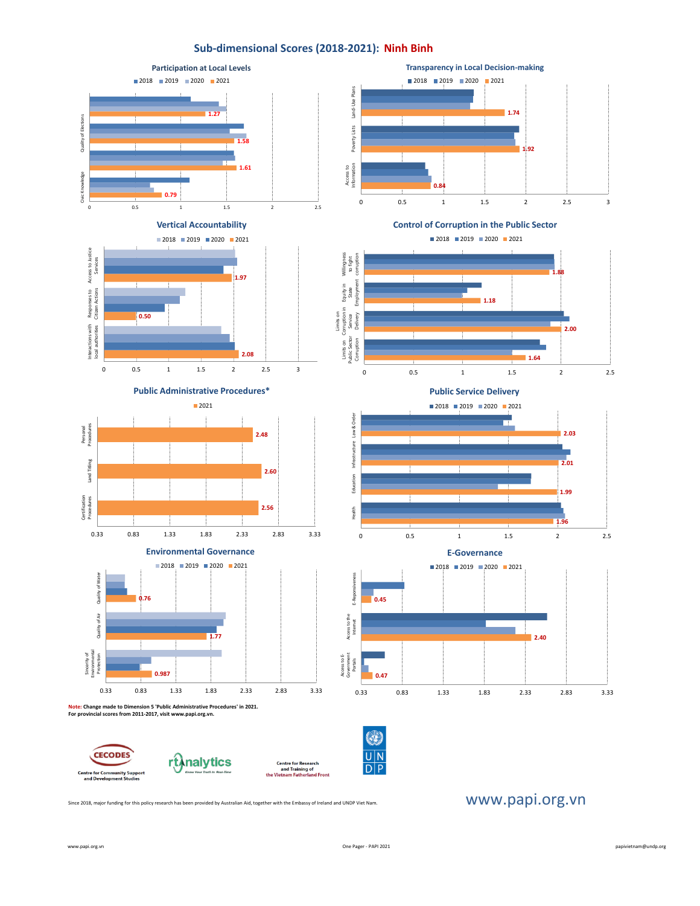# Sub-dimensional Scores (2018-2021): Ninh Binh

## Participation at Local Levels

2018 2019 2020 2021

Quality of Elections

Civic Knowledge

1.27

1.58

1.61

0.79

0 0.5 1 1.5 2 2.5

## Transparency in Local Decision-making

2018 2019 2020 2021

Land-Use Plans

Poverty Lists

Access to Information

1.74

1.92

0.84

0 0.5 1 1.5 2 2.5 3

## Vertical Accountability

2018 2019 2020 2021

Access to Justice Services

Responses to Citizen Actions

Interactions with local authorities

1.97

0.50

2.08

0 0.5 1 1.5 2 2.5 3

## Control of Corruption in the Public Sector

2018 2019 2020 2021

Willingness to fight corruption

Equity in State Employment

Limits on Corruption in Service Delivery

Limits on Public Sector Corruption

1.88

1.18

2.00

1.64

0 0.5 1 1.5 2 2.5

## Public Administrative Procedures*

2021

Personal Procedures

Land Titling

Certification Procedures

2.48

2.60

2.56

0.33 0.83 1.33 1.83 2.33 2.83 3.33

## Public Service Delivery

2018 2019 2020 2021

Law & Order

Infrastructure

Education

Health

2.03

2.01

1.99

1.96

0 0.5 1 1.5 2 2.5

## Environmental Governance

2018 2019 2020 2021

Quality of Water

Quality of Air

Sincerity of Environmental Protection

0.76

1.77

0.987

0.33 0.83 1.33 1.83 2.33 2.83 3.33

## E-Governance

2018 2019 2020 2021

E-Responsiveness

Access to the Internet

Access to E-Government Portals

0.45

2.40

0.47

0.33 0.83 1.33 1.83 2.33 2.83 3.33

**Note: Change made to Dimension 5 'Public Administrative Procedures' in 2021.**
**For provincial scores from 2011-2017, visit www.papi.org.vn.**

CECODES
Centre for Community Support and Development Studies

rtAnalytics
Know Your Truth In Real-Time

Centre for Research and Training of the Vietnam Fatherland Front

UNDP

Since 2018, major funding for this policy research has been provided by Australian Aid, together with the Embassy of Ireland and UNDP Viet Nam.

www.papi.org.vn

www.papi.org.vn | One Pager - PAPI 2021 | papivietnam@undp.org